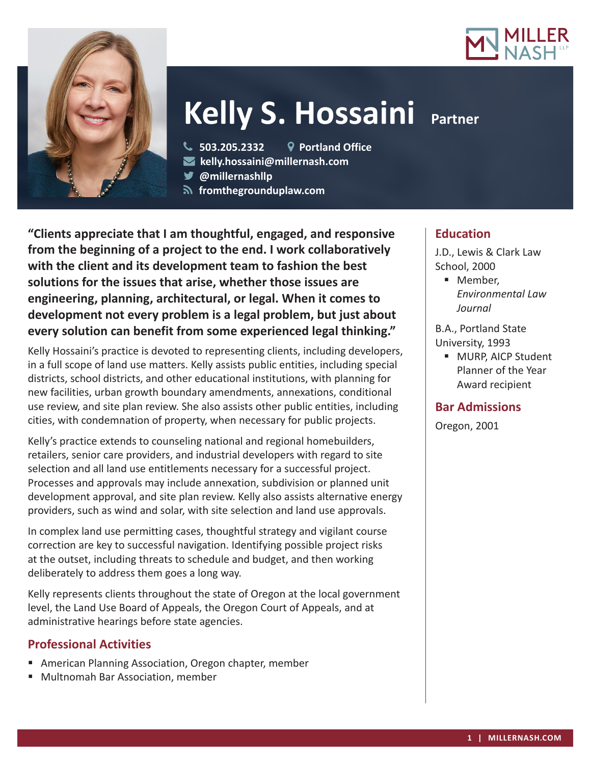# Kelly S. Hossaini

**Partner**

503.205.2332 | Portland Office
kelly.hossaini@millernash.com
@millernashllp
fromthegrounduplaw.com

**"Clients appreciate that I am thoughtful, engaged, and responsive from the beginning of a project to the end. I work collaboratively with the client and its development team to fashion the best solutions for the issues that arise, whether those issues are engineering, planning, architectural, or legal. When it comes to development not every problem is a legal problem, but just about every solution can benefit from some experienced legal thinking."**

Kelly Hossaini's practice is devoted to representing clients, including developers, in a full scope of land use matters. Kelly assists public entities, including special districts, school districts, and other educational institutions, with planning for new facilities, urban growth boundary amendments, annexations, conditional use review, and site plan review. She also assists other public entities, including cities, with condemnation of property, when necessary for public projects.

Kelly's practice extends to counseling national and regional homebuilders, retailers, senior care providers, and industrial developers with regard to site selection and all land use entitlements necessary for a successful project. Processes and approvals may include annexation, subdivision or planned unit development approval, and site plan review. Kelly also assists alternative energy providers, such as wind and solar, with site selection and land use approvals.

In complex land use permitting cases, thoughtful strategy and vigilant course correction are key to successful navigation. Identifying possible project risks at the outset, including threats to schedule and budget, and then working deliberately to address them goes a long way.

Kelly represents clients throughout the state of Oregon at the local government level, the Land Use Board of Appeals, the Oregon Court of Appeals, and at administrative hearings before state agencies.

## Professional Activities

- American Planning Association, Oregon chapter, member
- Multnomah Bar Association, member

## Education

J.D., Lewis & Clark Law School, 2000

- Member, *Environmental Law Journal*

B.A., Portland State University, 1993

- MURP, AICP Student Planner of the Year Award recipient

## Bar Admissions

Oregon, 2001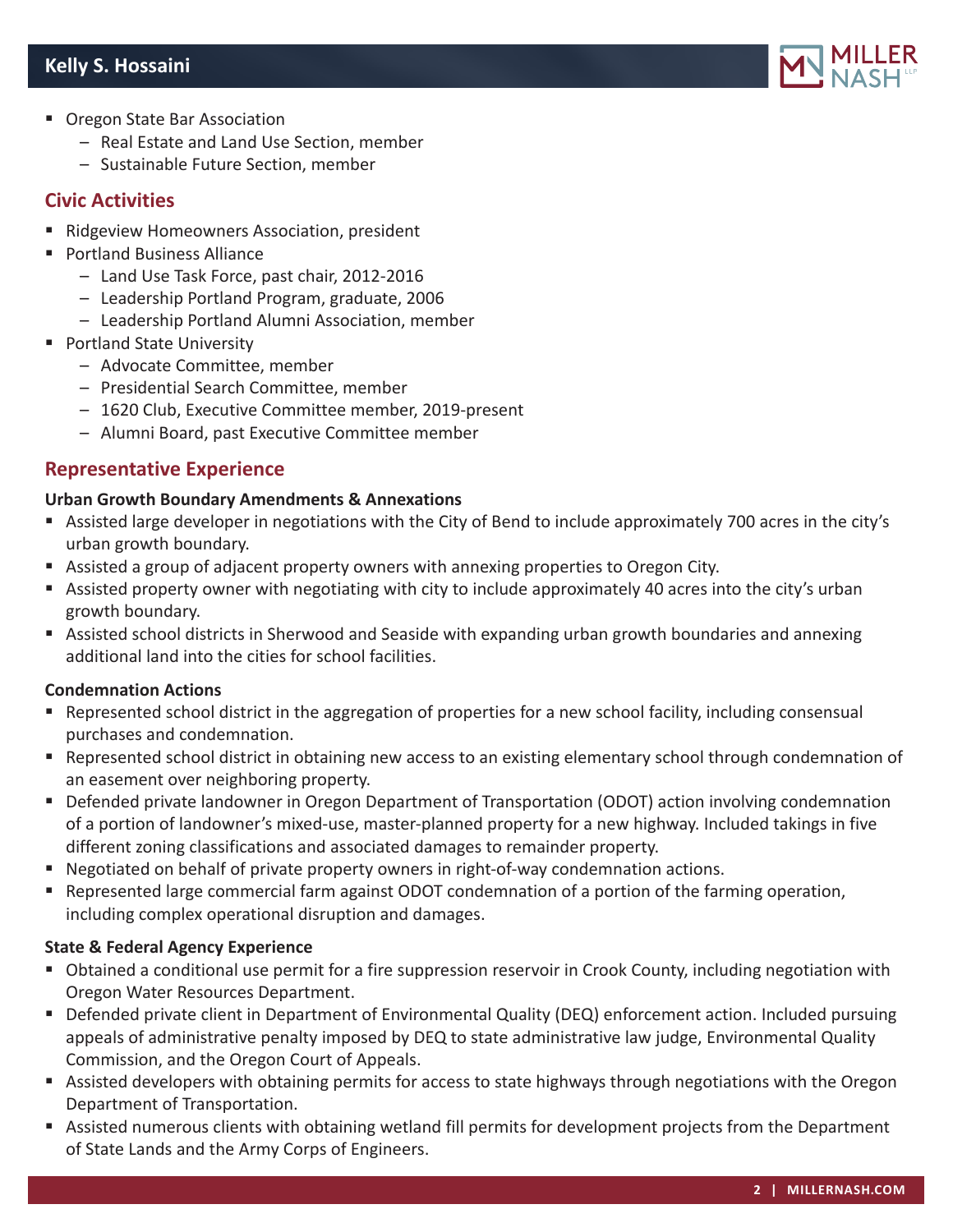- Oregon State Bar Association
  - Real Estate and Land Use Section, member
  - Sustainable Future Section, member

## Civic Activities

- Ridgeview Homeowners Association, president
- Portland Business Alliance
  - Land Use Task Force, past chair, 2012-2016
  - Leadership Portland Program, graduate, 2006
  - Leadership Portland Alumni Association, member
- Portland State University
  - Advocate Committee, member
  - Presidential Search Committee, member
  - 1620 Club, Executive Committee member, 2019-present
  - Alumni Board, past Executive Committee member

## Representative Experience

**Urban Growth Boundary Amendments & Annexations**

- Assisted large developer in negotiations with the City of Bend to include approximately 700 acres in the city's urban growth boundary.
- Assisted a group of adjacent property owners with annexing properties to Oregon City.
- Assisted property owner with negotiating with city to include approximately 40 acres into the city's urban growth boundary.
- Assisted school districts in Sherwood and Seaside with expanding urban growth boundaries and annexing additional land into the cities for school facilities.

**Condemnation Actions**

- Represented school district in the aggregation of properties for a new school facility, including consensual purchases and condemnation.
- Represented school district in obtaining new access to an existing elementary school through condemnation of an easement over neighboring property.
- Defended private landowner in Oregon Department of Transportation (ODOT) action involving condemnation of a portion of landowner's mixed-use, master-planned property for a new highway. Included takings in five different zoning classifications and associated damages to remainder property.
- Negotiated on behalf of private property owners in right-of-way condemnation actions.
- Represented large commercial farm against ODOT condemnation of a portion of the farming operation, including complex operational disruption and damages.

**State & Federal Agency Experience**

- Obtained a conditional use permit for a fire suppression reservoir in Crook County, including negotiation with Oregon Water Resources Department.
- Defended private client in Department of Environmental Quality (DEQ) enforcement action. Included pursuing appeals of administrative penalty imposed by DEQ to state administrative law judge, Environmental Quality Commission, and the Oregon Court of Appeals.
- Assisted developers with obtaining permits for access to state highways through negotiations with the Oregon Department of Transportation.
- Assisted numerous clients with obtaining wetland fill permits for development projects from the Department of State Lands and the Army Corps of Engineers.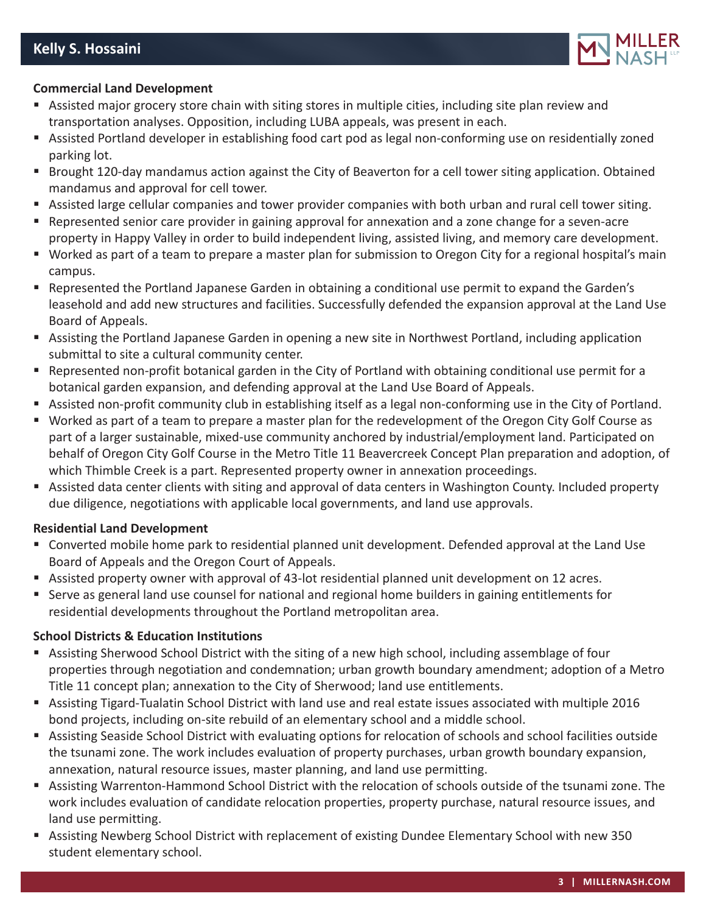### Commercial Land Development

- Assisted major grocery store chain with siting stores in multiple cities, including site plan review and transportation analyses. Opposition, including LUBA appeals, was present in each.
- Assisted Portland developer in establishing food cart pod as legal non-conforming use on residentially zoned parking lot.
- Brought 120-day mandamus action against the City of Beaverton for a cell tower siting application. Obtained mandamus and approval for cell tower.
- Assisted large cellular companies and tower provider companies with both urban and rural cell tower siting.
- Represented senior care provider in gaining approval for annexation and a zone change for a seven-acre property in Happy Valley in order to build independent living, assisted living, and memory care development.
- Worked as part of a team to prepare a master plan for submission to Oregon City for a regional hospital's main campus.
- Represented the Portland Japanese Garden in obtaining a conditional use permit to expand the Garden's leasehold and add new structures and facilities. Successfully defended the expansion approval at the Land Use Board of Appeals.
- Assisting the Portland Japanese Garden in opening a new site in Northwest Portland, including application submittal to site a cultural community center.
- Represented non-profit botanical garden in the City of Portland with obtaining conditional use permit for a botanical garden expansion, and defending approval at the Land Use Board of Appeals.
- Assisted non-profit community club in establishing itself as a legal non-conforming use in the City of Portland.
- Worked as part of a team to prepare a master plan for the redevelopment of the Oregon City Golf Course as part of a larger sustainable, mixed-use community anchored by industrial/employment land. Participated on behalf of Oregon City Golf Course in the Metro Title 11 Beavercreek Concept Plan preparation and adoption, of which Thimble Creek is a part. Represented property owner in annexation proceedings.
- Assisted data center clients with siting and approval of data centers in Washington County. Included property due diligence, negotiations with applicable local governments, and land use approvals.

### Residential Land Development

- Converted mobile home park to residential planned unit development. Defended approval at the Land Use Board of Appeals and the Oregon Court of Appeals.
- Assisted property owner with approval of 43-lot residential planned unit development on 12 acres.
- Serve as general land use counsel for national and regional home builders in gaining entitlements for residential developments throughout the Portland metropolitan area.

### School Districts & Education Institutions

- Assisting Sherwood School District with the siting of a new high school, including assemblage of four properties through negotiation and condemnation; urban growth boundary amendment; adoption of a Metro Title 11 concept plan; annexation to the City of Sherwood; land use entitlements.
- Assisting Tigard-Tualatin School District with land use and real estate issues associated with multiple 2016 bond projects, including on-site rebuild of an elementary school and a middle school.
- Assisting Seaside School District with evaluating options for relocation of schools and school facilities outside the tsunami zone. The work includes evaluation of property purchases, urban growth boundary expansion, annexation, natural resource issues, master planning, and land use permitting.
- Assisting Warrenton-Hammond School District with the relocation of schools outside of the tsunami zone. The work includes evaluation of candidate relocation properties, property purchase, natural resource issues, and land use permitting.
- Assisting Newberg School District with replacement of existing Dundee Elementary School with new 350 student elementary school.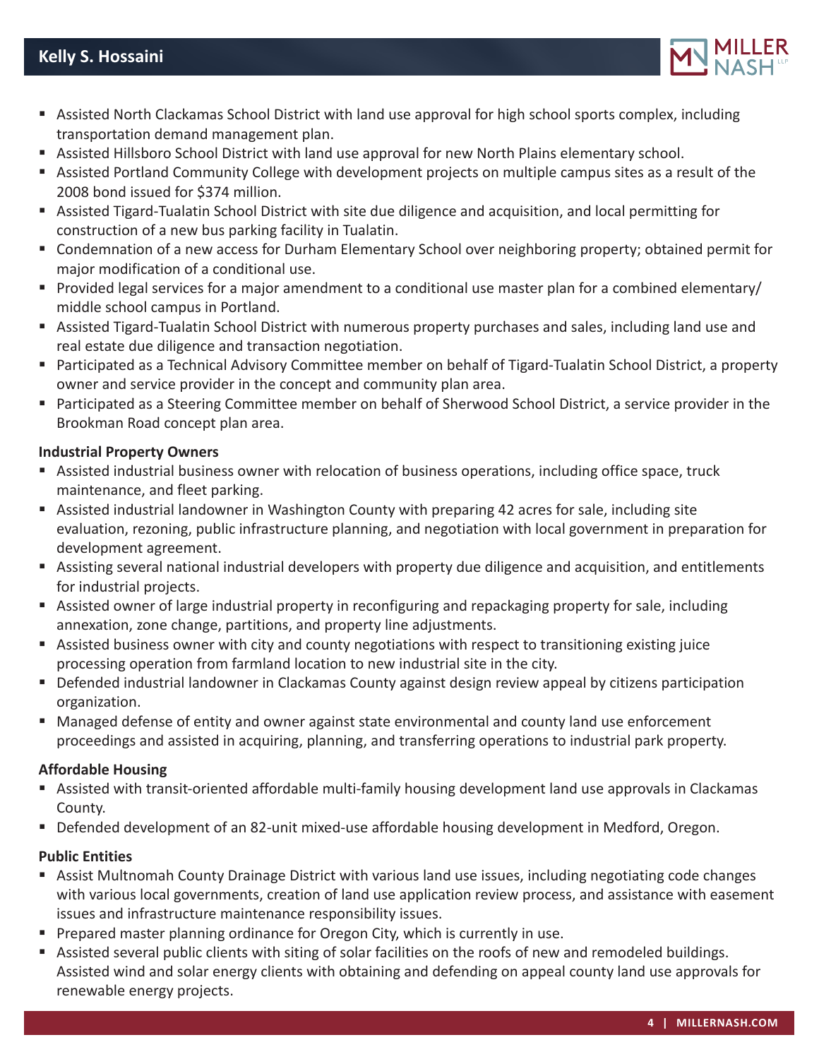- Assisted North Clackamas School District with land use approval for high school sports complex, including transportation demand management plan.
- Assisted Hillsboro School District with land use approval for new North Plains elementary school.
- Assisted Portland Community College with development projects on multiple campus sites as a result of the 2008 bond issued for $374 million.
- Assisted Tigard-Tualatin School District with site due diligence and acquisition, and local permitting for construction of a new bus parking facility in Tualatin.
- Condemnation of a new access for Durham Elementary School over neighboring property; obtained permit for major modification of a conditional use.
- Provided legal services for a major amendment to a conditional use master plan for a combined elementary/ middle school campus in Portland.
- Assisted Tigard-Tualatin School District with numerous property purchases and sales, including land use and real estate due diligence and transaction negotiation.
- Participated as a Technical Advisory Committee member on behalf of Tigard-Tualatin School District, a property owner and service provider in the concept and community plan area.
- Participated as a Steering Committee member on behalf of Sherwood School District, a service provider in the Brookman Road concept plan area.

**Industrial Property Owners**

- Assisted industrial business owner with relocation of business operations, including office space, truck maintenance, and fleet parking.
- Assisted industrial landowner in Washington County with preparing 42 acres for sale, including site evaluation, rezoning, public infrastructure planning, and negotiation with local government in preparation for development agreement.
- Assisting several national industrial developers with property due diligence and acquisition, and entitlements for industrial projects.
- Assisted owner of large industrial property in reconfiguring and repackaging property for sale, including annexation, zone change, partitions, and property line adjustments.
- Assisted business owner with city and county negotiations with respect to transitioning existing juice processing operation from farmland location to new industrial site in the city.
- Defended industrial landowner in Clackamas County against design review appeal by citizens participation organization.
- Managed defense of entity and owner against state environmental and county land use enforcement proceedings and assisted in acquiring, planning, and transferring operations to industrial park property.

**Affordable Housing**

- Assisted with transit-oriented affordable multi-family housing development land use approvals in Clackamas County.
- Defended development of an 82-unit mixed-use affordable housing development in Medford, Oregon.

**Public Entities**

- Assist Multnomah County Drainage District with various land use issues, including negotiating code changes with various local governments, creation of land use application review process, and assistance with easement issues and infrastructure maintenance responsibility issues.
- Prepared master planning ordinance for Oregon City, which is currently in use.
- Assisted several public clients with siting of solar facilities on the roofs of new and remodeled buildings. Assisted wind and solar energy clients with obtaining and defending on appeal county land use approvals for renewable energy projects.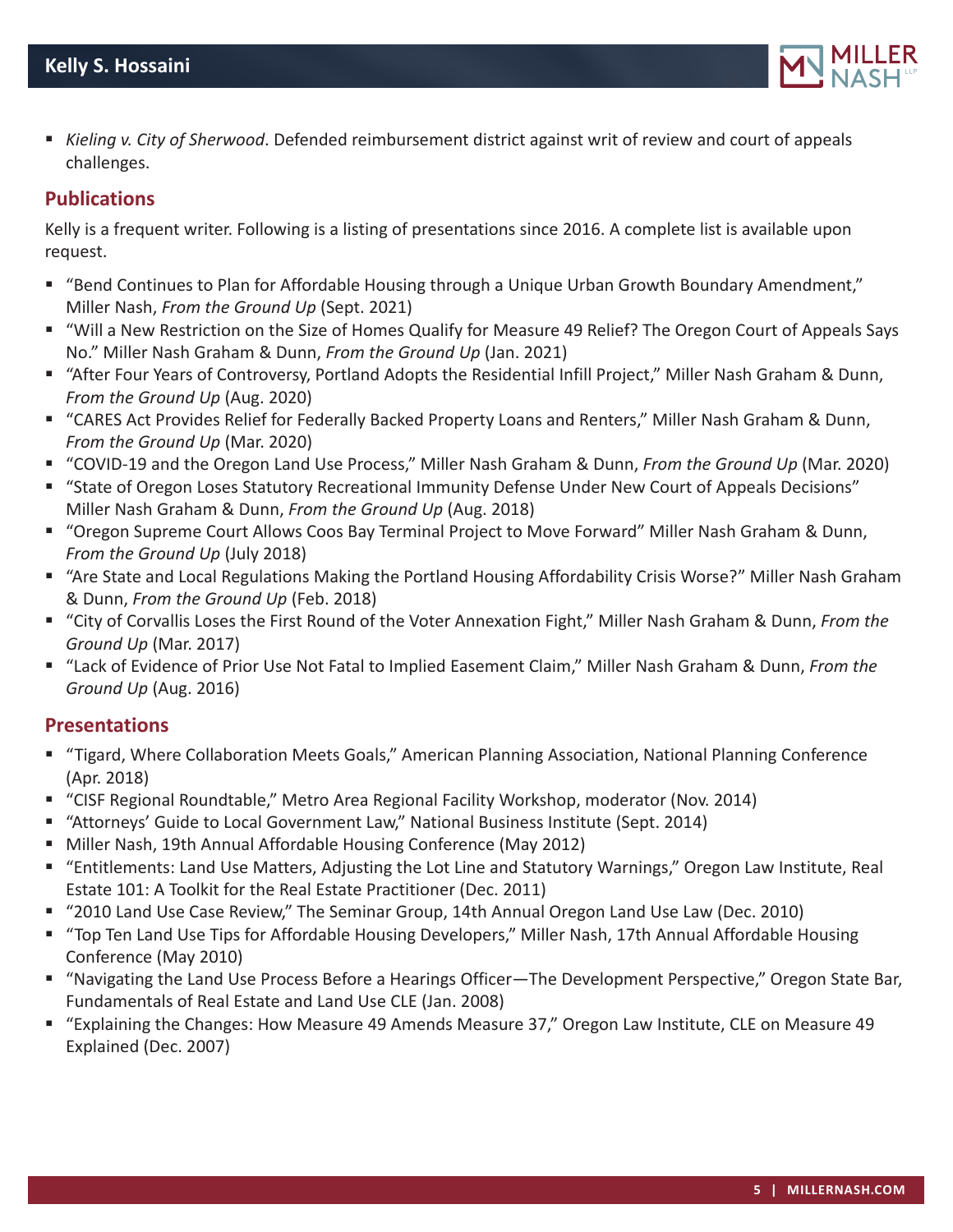- *Kieling v. City of Sherwood*. Defended reimbursement district against writ of review and court of appeals challenges.

## Publications

Kelly is a frequent writer. Following is a listing of presentations since 2016. A complete list is available upon request.

- "Bend Continues to Plan for Affordable Housing through a Unique Urban Growth Boundary Amendment," Miller Nash, *From the Ground Up* (Sept. 2021)
- "Will a New Restriction on the Size of Homes Qualify for Measure 49 Relief? The Oregon Court of Appeals Says No." Miller Nash Graham & Dunn, *From the Ground Up* (Jan. 2021)
- "After Four Years of Controversy, Portland Adopts the Residential Infill Project," Miller Nash Graham & Dunn, *From the Ground Up* (Aug. 2020)
- "CARES Act Provides Relief for Federally Backed Property Loans and Renters," Miller Nash Graham & Dunn, *From the Ground Up* (Mar. 2020)
- "COVID-19 and the Oregon Land Use Process," Miller Nash Graham & Dunn, *From the Ground Up* (Mar. 2020)
- "State of Oregon Loses Statutory Recreational Immunity Defense Under New Court of Appeals Decisions" Miller Nash Graham & Dunn, *From the Ground Up* (Aug. 2018)
- "Oregon Supreme Court Allows Coos Bay Terminal Project to Move Forward" Miller Nash Graham & Dunn, *From the Ground Up* (July 2018)
- "Are State and Local Regulations Making the Portland Housing Affordability Crisis Worse?" Miller Nash Graham & Dunn, *From the Ground Up* (Feb. 2018)
- "City of Corvallis Loses the First Round of the Voter Annexation Fight," Miller Nash Graham & Dunn, *From the Ground Up* (Mar. 2017)
- "Lack of Evidence of Prior Use Not Fatal to Implied Easement Claim," Miller Nash Graham & Dunn, *From the Ground Up* (Aug. 2016)

## Presentations

- "Tigard, Where Collaboration Meets Goals," American Planning Association, National Planning Conference (Apr. 2018)
- "CISF Regional Roundtable," Metro Area Regional Facility Workshop, moderator (Nov. 2014)
- "Attorneys' Guide to Local Government Law," National Business Institute (Sept. 2014)
- Miller Nash, 19th Annual Affordable Housing Conference (May 2012)
- "Entitlements: Land Use Matters, Adjusting the Lot Line and Statutory Warnings," Oregon Law Institute, Real Estate 101: A Toolkit for the Real Estate Practitioner (Dec. 2011)
- "2010 Land Use Case Review," The Seminar Group, 14th Annual Oregon Land Use Law (Dec. 2010)
- "Top Ten Land Use Tips for Affordable Housing Developers," Miller Nash, 17th Annual Affordable Housing Conference (May 2010)
- "Navigating the Land Use Process Before a Hearings Officer—The Development Perspective," Oregon State Bar, Fundamentals of Real Estate and Land Use CLE (Jan. 2008)
- "Explaining the Changes: How Measure 49 Amends Measure 37," Oregon Law Institute, CLE on Measure 49 Explained (Dec. 2007)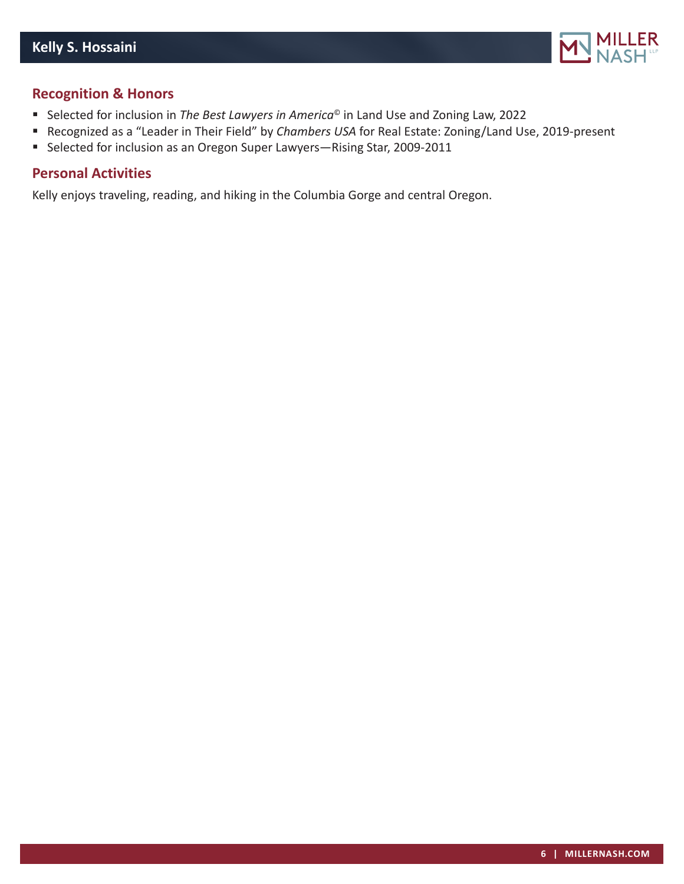## Recognition & Honors

- Selected for inclusion in *The Best Lawyers in America*© in Land Use and Zoning Law, 2022
- Recognized as a "Leader in Their Field" by *Chambers USA* for Real Estate: Zoning/Land Use, 2019-present
- Selected for inclusion as an Oregon Super Lawyers—Rising Star, 2009-2011

## Personal Activities

Kelly enjoys traveling, reading, and hiking in the Columbia Gorge and central Oregon.